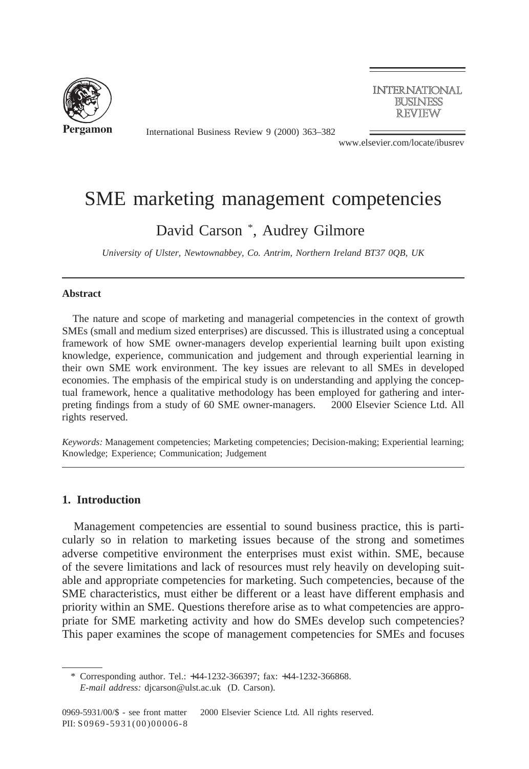# SME marketing management competencies

David Carson *, Audrey Gilmore

*University of Ulster, Newtownabbey, Co. Antrim, Northern Ireland BT37 0QB, UK*

## Abstract

The nature and scope of marketing and managerial competencies in the context of growth SMEs (small and medium sized enterprises) are discussed. This is illustrated using a conceptual framework of how SME owner-managers develop experiential learning built upon existing knowledge, experience, communication and judgement and through experiential learning in their own SME work environment. The key issues are relevant to all SMEs in developed economies. The emphasis of the empirical study is on understanding and applying the conceptual framework, hence a qualitative methodology has been employed for gathering and interpreting findings from a study of 60 SME owner-managers. © 2000 Elsevier Science Ltd. All rights reserved.

*Keywords:* Management competencies; Marketing competencies; Decision-making; Experiential learning; Knowledge; Experience; Communication; Judgement

## 1. Introduction

Management competencies are essential to sound business practice, this is particularly so in relation to marketing issues because of the strong and sometimes adverse competitive environment the enterprises must exist within. SME, because of the severe limitations and lack of resources must rely heavily on developing suitable and appropriate competencies for marketing. Such competencies, because of the SME characteristics, must either be different or a least have different emphasis and priority within an SME. Questions therefore arise as to what competencies are appropriate for SME marketing activity and how do SMEs develop such competencies? This paper examines the scope of management competencies for SMEs and focuses

* Corresponding author. Tel.: +44-1232-366397; fax: +44-1232-366868.
*E-mail address:* djcarson@ulst.ac.uk (D. Carson).

0969-5931/00/$ - see front matter © 2000 Elsevier Science Ltd. All rights reserved.
PII: S0969-5931(00)00006-8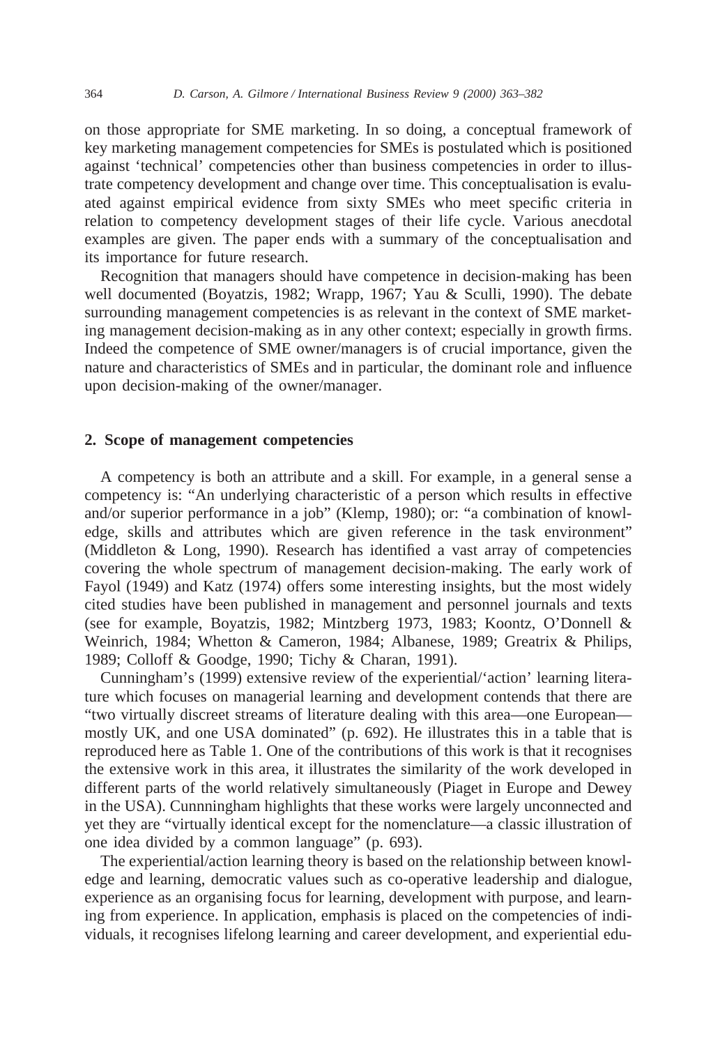on those appropriate for SME marketing. In so doing, a conceptual framework of key marketing management competencies for SMEs is postulated which is positioned against 'technical' competencies other than business competencies in order to illustrate competency development and change over time. This conceptualisation is evaluated against empirical evidence from sixty SMEs who meet specific criteria in relation to competency development stages of their life cycle. Various anecdotal examples are given. The paper ends with a summary of the conceptualisation and its importance for future research.

Recognition that managers should have competence in decision-making has been well documented (Boyatzis, 1982; Wrapp, 1967; Yau & Sculli, 1990). The debate surrounding management competencies is as relevant in the context of SME marketing management decision-making as in any other context; especially in growth firms. Indeed the competence of SME owner/managers is of crucial importance, given the nature and characteristics of SMEs and in particular, the dominant role and influence upon decision-making of the owner/manager.

## 2. Scope of management competencies

A competency is both an attribute and a skill. For example, in a general sense a competency is: "An underlying characteristic of a person which results in effective and/or superior performance in a job" (Klemp, 1980); or: "a combination of knowledge, skills and attributes which are given reference in the task environment" (Middleton & Long, 1990). Research has identified a vast array of competencies covering the whole spectrum of management decision-making. The early work of Fayol (1949) and Katz (1974) offers some interesting insights, but the most widely cited studies have been published in management and personnel journals and texts (see for example, Boyatzis, 1982; Mintzberg 1973, 1983; Koontz, O'Donnell & Weinrich, 1984; Whetton & Cameron, 1984; Albanese, 1989; Greatrix & Philips, 1989; Colloff & Goodge, 1990; Tichy & Charan, 1991).

Cunningham's (1999) extensive review of the experiential/'action' learning literature which focuses on managerial learning and development contends that there are "two virtually discreet streams of literature dealing with this area—one European—mostly UK, and one USA dominated" (p. 692). He illustrates this in a table that is reproduced here as Table 1. One of the contributions of this work is that it recognises the extensive work in this area, it illustrates the similarity of the work developed in different parts of the world relatively simultaneously (Piaget in Europe and Dewey in the USA). Cunnningham highlights that these works were largely unconnected and yet they are "virtually identical except for the nomenclature—a classic illustration of one idea divided by a common language" (p. 693).

The experiential/action learning theory is based on the relationship between knowledge and learning, democratic values such as co-operative leadership and dialogue, experience as an organising focus for learning, development with purpose, and learning from experience. In application, emphasis is placed on the competencies of individuals, it recognises lifelong learning and career development, and experiential edu-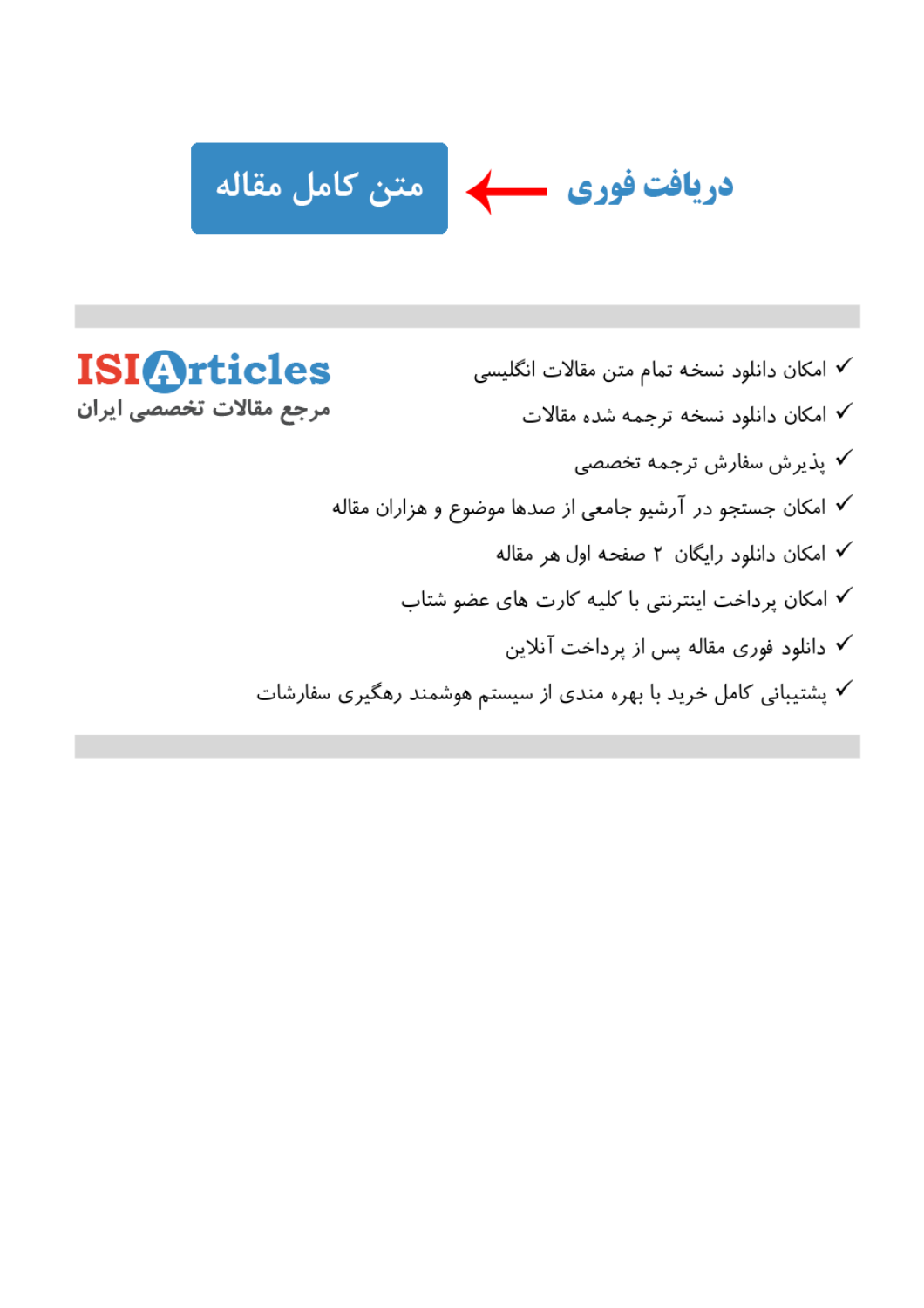دریافت فوری ← متن کامل مقاله

ISIArticles
مرجع مقالات تخصصی ایران

- ✓ امکان دانلود نسخه تمام متن مقالات انگلیسی
- ✓ امکان دانلود نسخه ترجمه شده مقالات
- ✓ پذیرش سفارش ترجمه تخصصی
- ✓ امکان جستجو در آرشیو جامعی از صدها موضوع و هزاران مقاله
- ✓ امکان دانلود رایگان ۲ صفحه اول هر مقاله
- ✓ امکان پرداخت اینترنتی با کلیه کارت های عضو شتاب
- ✓ دانلود فوری مقاله پس از پرداخت آنلاین
- ✓ پشتیبانی کامل خرید با بهره مندی از سیستم هوشمند رهگیری سفارشات